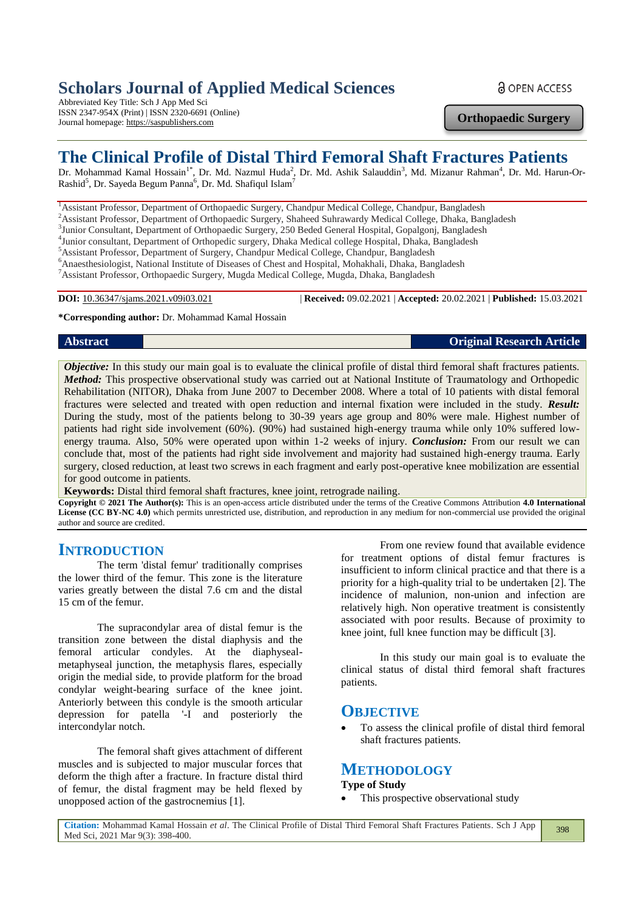# Scholars Journal of Applied Medical Sciences

Abbreviated Key Title: Sch J App Med Sci
ISSN 2347-954X (Print) | ISSN 2320-6691 (Online)
Journal homepage: https://saspublishers.com

OPEN ACCESS

**Orthopaedic Surgery**

# The Clinical Profile of Distal Third Femoral Shaft Fractures Patients

Dr. Mohammad Kamal Hossain[1*], Dr. Md. Nazmul Huda[2], Dr. Md. Ashik Salauddin[3], Md. Mizanur Rahman[4], Dr. Md. Harun-Or-Rashid[5], Dr. Sayeda Begum Panna[6], Dr. Md. Shafiqul Islam[7]

[1]Assistant Professor, Department of Orthopaedic Surgery, Chandpur Medical College, Chandpur, Bangladesh
[2]Assistant Professor, Department of Orthopaedic Surgery, Shaheed Suhrawardy Medical College, Dhaka, Bangladesh
[3]Junior Consultant, Department of Orthopaedic Surgery, 250 Beded General Hospital, Gopalgonj, Bangladesh
[4]Junior consultant, Department of Orthopedic surgery, Dhaka Medical college Hospital, Dhaka, Bangladesh
[5]Assistant Professor, Department of Surgery, Chandpur Medical College, Chandpur, Bangladesh
[6]Anaesthesiologist, National Institute of Diseases of Chest and Hospital, Mohakhali, Dhaka, Bangladesh
[7]Assistant Professor, Orthopaedic Surgery, Mugda Medical College, Mugda, Dhaka, Bangladesh

**DOI:** 10.36347/sjams.2021.v09i03.021 | **Received:** 09.02.2021 | **Accepted:** 20.02.2021 | **Published:** 15.03.2021

**\*Corresponding author:** Dr. Mohammad Kamal Hossain

## Abstract

**Original Research Article**

***Objective:*** In this study our main goal is to evaluate the clinical profile of distal third femoral shaft fractures patients. ***Method:*** This prospective observational study was carried out at National Institute of Traumatology and Orthopedic Rehabilitation (NITOR), Dhaka from June 2007 to December 2008. Where a total of 10 patients with distal femoral fractures were selected and treated with open reduction and internal fixation were included in the study. ***Result:*** During the study, most of the patients belong to 30-39 years age group and 80% were male. Highest number of patients had right side involvement (60%). (90%) had sustained high-energy trauma while only 10% suffered low-energy trauma. Also, 50% were operated upon within 1-2 weeks of injury. ***Conclusion:*** From our result we can conclude that, most of the patients had right side involvement and majority had sustained high-energy trauma. Early surgery, closed reduction, at least two screws in each fragment and early post-operative knee mobilization are essential for good outcome in patients.

**Keywords:** Distal third femoral shaft fractures, knee joint, retrograde nailing.

**Copyright © 2021 The Author(s):** This is an open-access article distributed under the terms of the Creative Commons Attribution **4.0 International License (CC BY-NC 4.0)** which permits unrestricted use, distribution, and reproduction in any medium for non-commercial use provided the original author and source are credited.

## INTRODUCTION

The term 'distal femur' traditionally comprises the lower third of the femur. This zone is the literature varies greatly between the distal 7.6 cm and the distal 15 cm of the femur.

The supracondylar area of distal femur is the transition zone between the distal diaphysis and the femoral articular condyles. At the diaphyseal-metaphyseal junction, the metaphysis flares, especially origin the medial side, to provide platform for the broad condylar weight-bearing surface of the knee joint. Anteriorly between this condyle is the smooth articular depression for patella '-I and posteriorly the intercondylar notch.

The femoral shaft gives attachment of different muscles and is subjected to major muscular forces that deform the thigh after a fracture. In fracture distal third of femur, the distal fragment may be held flexed by unopposed action of the gastrocnemius [1].

From one review found that available evidence for treatment options of distal femur fractures is insufficient to inform clinical practice and that there is a priority for a high-quality trial to be undertaken [2]. The incidence of malunion, non-union and infection are relatively high. Non operative treatment is consistently associated with poor results. Because of proximity to knee joint, full knee function may be difficult [3].

In this study our main goal is to evaluate the clinical status of distal third femoral shaft fractures patients.

## OBJECTIVE

- To assess the clinical profile of distal third femoral shaft fractures patients.

## METHODOLOGY

**Type of Study**

- This prospective observational study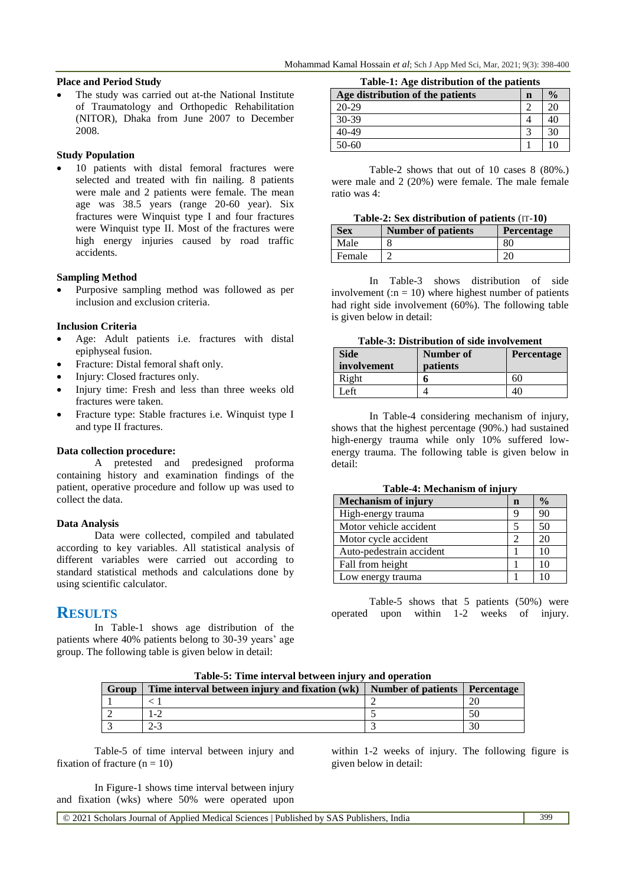### Place and Period Study

- The study was carried out at-the National Institute of Traumatology and Orthopedic Rehabilitation (NITOR), Dhaka from June 2007 to December 2008.

### Study Population

- 10 patients with distal femoral fractures were selected and treated with fin nailing. 8 patients were male and 2 patients were female. The mean age was 38.5 years (range 20-60 year). Six fractures were Winquist type I and four fractures were Winquist type II. Most of the fractures were high energy injuries caused by road traffic accidents.

### Sampling Method

- Purposive sampling method was followed as per inclusion and exclusion criteria.

### Inclusion Criteria

- Age: Adult patients i.e. fractures with distal epiphyseal fusion.
- Fracture: Distal femoral shaft only.
- Injury: Closed fractures only.
- Injury time: Fresh and less than three weeks old fractures were taken.
- Fracture type: Stable fractures i.e. Winquist type I and type II fractures.

### Data collection procedure:

A pretested and predesigned proforma containing history and examination findings of the patient, operative procedure and follow up was used to collect the data.

### Data Analysis

Data were collected, compiled and tabulated according to key variables. All statistical analysis of different variables were carried out according to standard statistical methods and calculations done by using scientific calculator.

## RESULTS

In Table-1 shows age distribution of the patients where 40% patients belong to 30-39 years' age group. The following table is given below in detail:

**Table-1: Age distribution of the patients**

| Age distribution of the patients | n | % |
|---|---|---|
| 20-29 | 2 | 20 |
| 30-39 | 4 | 40 |
| 40-49 | 3 | 30 |
| 50-60 | 1 | 10 |

Table-2 shows that out of 10 cases 8 (80%.) were male and 2 (20%) were female. The male female ratio was 4:

**Table-2: Sex distribution of patients (n=10)**

| Sex | Number of patients | Percentage |
|---|---|---|
| Male | 8 | 80 |
| Female | 2 | 20 |

In Table-3 shows distribution of side involvement (:n = 10) where highest number of patients had right side involvement (60%). The following table is given below in detail:

**Table-3: Distribution of side involvement**

| Side involvement | Number of patients | Percentage |
|---|---|---|
| Right | **6** | 60 |
| Left | 4 | 40 |

In Table-4 considering mechanism of injury, shows that the highest percentage (90%.) had sustained high-energy trauma while only 10% suffered low-energy trauma. The following table is given below in detail:

**Table-4: Mechanism of injury**

| Mechanism of injury | n | % |
|---|---|---|
| High-energy trauma | 9 | 90 |
| Motor vehicle accident | 5 | 50 |
| Motor cycle accident | 2 | 20 |
| Auto-pedestrain accident | 1 | 10 |
| Fall from height | 1 | 10 |
| Low energy trauma | 1 | 10 |

Table-5 shows that 5 patients (50%) were operated upon within 1-2 weeks of injury.

**Table-5: Time interval between injury and operation**

| Group | Time interval between injury and fixation (wk) | Number of patients | Percentage |
|---|---|---|---|
| 1 | < 1 | 2 | 20 |
| 2 | 1-2 | 5 | 50 |
| 3 | 2-3 | 3 | 30 |

Table-5 of time interval between injury and fixation of fracture (n = 10)

In Figure-1 shows time interval between injury and fixation (wks) where 50% were operated upon within 1-2 weeks of injury. The following figure is given below in detail: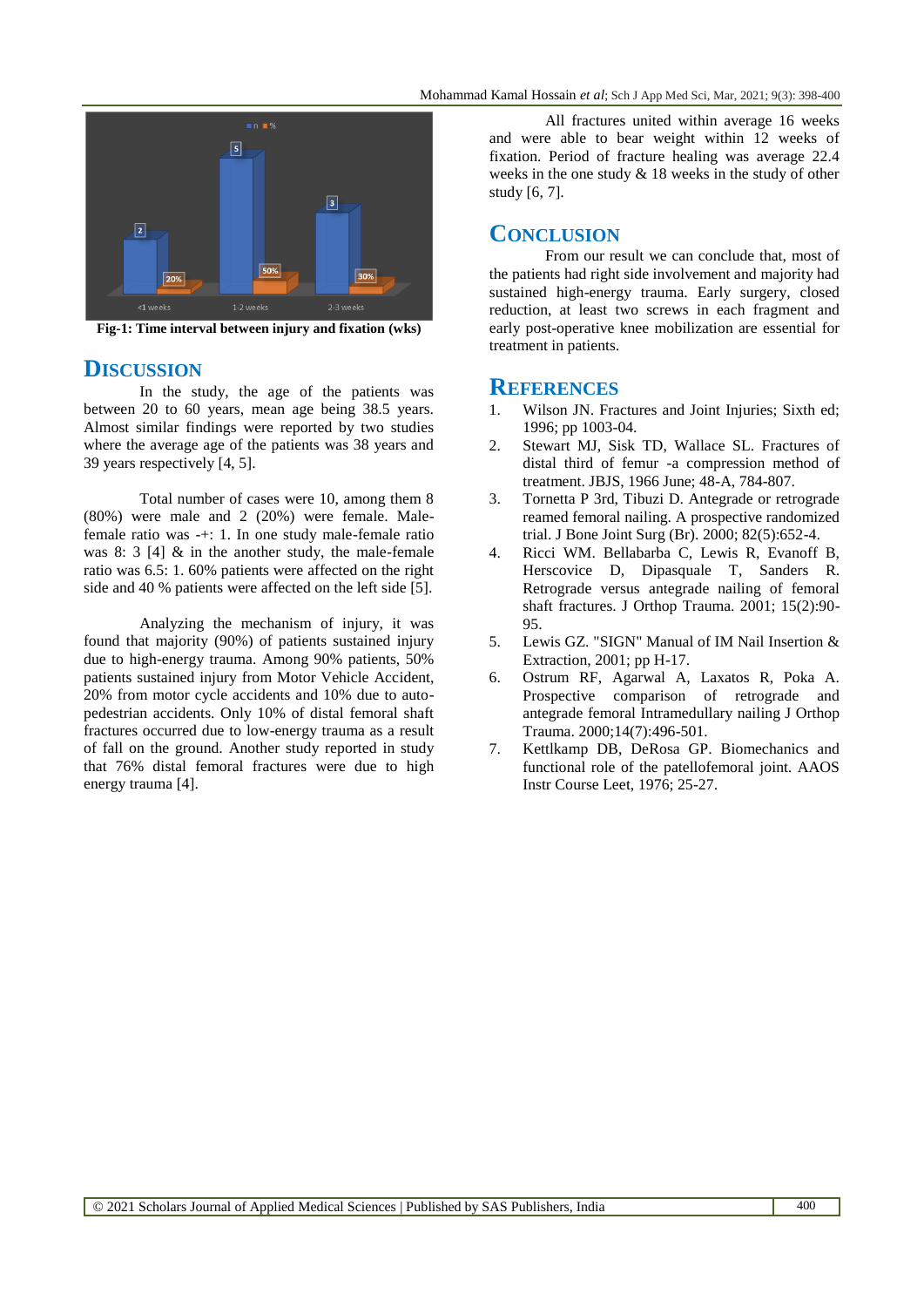■ n ■ %

2

20%

5

50%

3

30%

<1 weeks

1-2 weeks

2-3 weeks

**Fig-1: Time interval between injury and fixation (wks)**

## DISCUSSION

In the study, the age of the patients was between 20 to 60 years, mean age being 38.5 years. Almost similar findings were reported by two studies where the average age of the patients was 38 years and 39 years respectively [4, 5].

Total number of cases were 10, among them 8 (80%) were male and 2 (20%) were female. Male-female ratio was -+: 1. In one study male-female ratio was 8: 3 [4] & in the another study, the male-female ratio was 6.5: 1. 60% patients were affected on the right side and 40 % patients were affected on the left side [5].

Analyzing the mechanism of injury, it was found that majority (90%) of patients sustained injury due to high-energy trauma. Among 90% patients, 50% patients sustained injury from Motor Vehicle Accident, 20% from motor cycle accidents and 10% due to auto-pedestrian accidents. Only 10% of distal femoral shaft fractures occurred due to low-energy trauma as a result of fall on the ground. Another study reported in study that 76% distal femoral fractures were due to high energy trauma [4].

All fractures united within average 16 weeks and were able to bear weight within 12 weeks of fixation. Period of fracture healing was average 22.4 weeks in the one study & 18 weeks in the study of other study [6, 7].

## CONCLUSION

From our result we can conclude that, most of the patients had right side involvement and majority had sustained high-energy trauma. Early surgery, closed reduction, at least two screws in each fragment and early post-operative knee mobilization are essential for treatment in patients.

## REFERENCES

1. Wilson JN. Fractures and Joint Injuries; Sixth ed; 1996; pp 1003-04.
2. Stewart MJ, Sisk TD, Wallace SL. Fractures of distal third of femur -a compression method of treatment. JBJS, 1966 June; 48-A, 784-807.
3. Tornetta P 3rd, Tibuzi D. Antegrade or retrograde reamed femoral nailing. A prospective randomized trial. J Bone Joint Surg (Br). 2000; 82(5):652-4.
4. Ricci WM. Bellabarba C, Lewis R, Evanoff B, Herscovice D, Dipasquale T, Sanders R. Retrograde versus antegrade nailing of femoral shaft fractures. J Orthop Trauma. 2001; 15(2):90-95.
5. Lewis GZ. "SIGN" Manual of IM Nail Insertion & Extraction, 2001; pp H-17.
6. Ostrum RF, Agarwal A, Laxatos R, Poka A. Prospective comparison of retrograde and antegrade femoral Intramedullary nailing J Orthop Trauma. 2000;14(7):496-501.
7. Kettlkamp DB, DeRosa GP. Biomechanics and functional role of the patellofemoral joint. AAOS Instr Course Leet, 1976; 25-27.